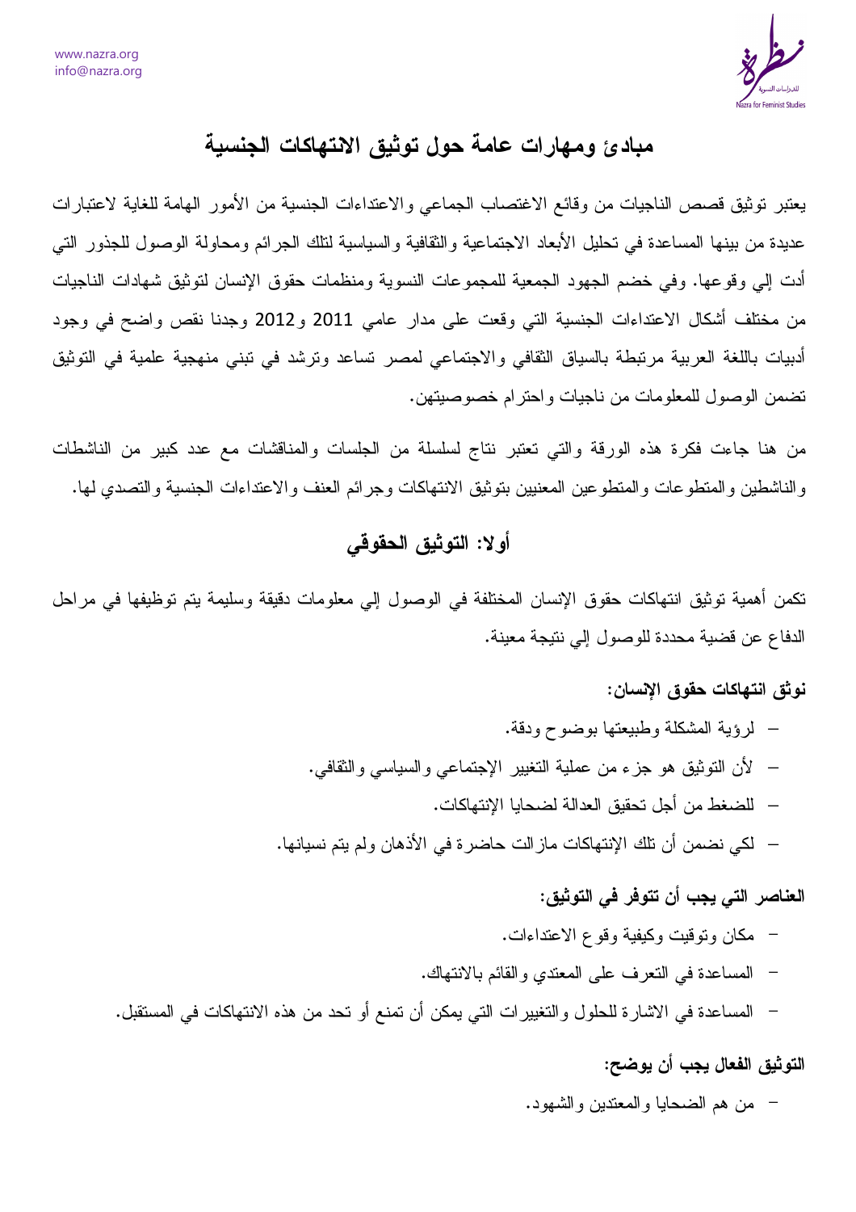# مبادئ ومهارات عامة حول توثيق الانتهاكات الجنسية

يعتبر توثيق قصص الناجيات من وقائع الاغتصاب الجماعي والاعتداءات الجنسية من الأمور الهامة للغاية لاعتبارات عديدة من بينها المساعدة في تحليل الأبعاد الاجتماعية والثقافية والسياسية لتلك الجرائم ومحاولة الوصول للجذور التي أدت إلي وقوعها. وفي خضم الجهود الجمعية للمجموعات النسوية ومنظمات حقوق الإنسان لتوثيق شهادات الناجيات من مختلف أشكال الاعتداءات الجنسية التي وقعت على مدار عامي 2011 و2012 وجدنا نقص واضح في وجود أدبيات باللغة العربية مرتبطة بالسياق الثقافي والاجتماعي لمصر تساعد وترشد في تبني منهجية علمية في التوثيق تضمن الوصول للمعلومات من ناجيات واحترام خصوصيتهن.

من هنا جاءت فكرة هذه الورقة والتي تعتبر نتاج لسلسلة من الجلسات والمناقشات مع عدد كبير من الناشطات والناشطين والمتطوعات والمتطوعين المعنيين بتوثيق الانتهاكات وجرائم العنف والاعتداءات الجنسية والتصدي لها.

## أولا: التوثيق الحقوقي

تكمن أهمية توثيق انتهاكات حقوق الإنسان المختلفة في الوصول إلي معلومات دقيقة وسليمة يتم توظيفها في مراحل الدفاع عن قضية محددة للوصول إلي نتيجة معينة.

**نوثق انتهاكات حقوق الإنسان:**

- لرؤية المشكلة وطبيعتها بوضوح ودقة.
- لأن التوثيق هو جزء من عملية التغيير الإجتماعي والسياسي والثقافي.
- للضغط من أجل تحقيق العدالة لضحايا الإنتهاكات.
- لكي نضمن أن تلك الإنتهاكات مازالت حاضرة في الأذهان ولم يتم نسيانها.

**العناصر التي يجب أن تتوفر في التوثيق:**

- مكان وتوقيت وكيفية وقوع الاعتداءات.
- المساعدة في التعرف على المعتدي والقائم بالانتهاك.
- المساعدة في الاشارة للحلول والتغييرات التي يمكن أن تمنع أو تحد من هذه الانتهاكات في المستقبل.

**التوثيق الفعال يجب أن يوضح:**

- من هم الضحايا والمعتدين والشهود.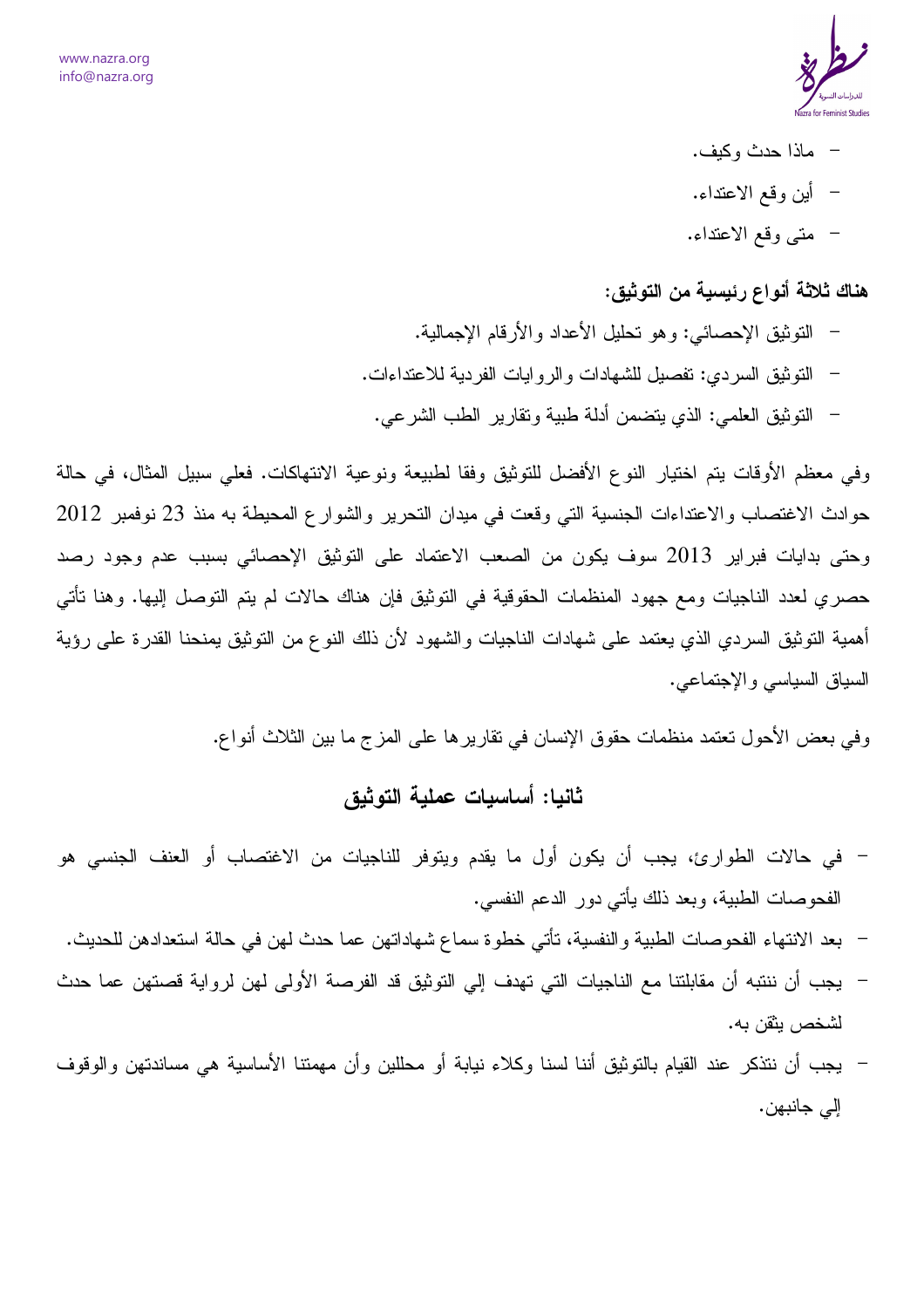- ماذا حدث وكيف.
- أين وقع الاعتداء.
- متى وقع الاعتداء.

**هناك ثلاثة أنواع رئيسية من التوثيق:**

- التوثيق الإحصائي: وهو تحليل الأعداد والأرقام الإجمالية.
- التوثيق السردي: تفصيل للشهادات والروايات الفردية للاعتداءات.
- التوثيق العلمي: الذي يتضمن أدلة طبية وتقارير الطب الشرعي.

وفي معظم الأوقات يتم اختيار النوع الأفضل للتوثيق وفقا لطبيعة ونوعية الانتهاكات. فعلي سبيل المثال، في حالة حوادث الاغتصاب والاعتداءات الجنسية التي وقعت في ميدان التحرير والشوارع المحيطة به منذ 23 نوفمبر 2012 وحتى بدايات فبراير 2013 سوف يكون من الصعب الاعتماد على التوثيق الإحصائي بسبب عدم وجود رصد حصري لعدد الناجيات ومع جهود المنظمات الحقوقية في التوثيق فإن هناك حالات لم يتم التوصل إليها. وهنا تأتي أهمية التوثيق السردي الذي يعتمد على شهادات الناجيات والشهود لأن ذلك النوع من التوثيق يمنحنا القدرة على رؤية السياق السياسي والإجتماعي.

وفي بعض الأحول تعتمد منظمات حقوق الإنسان في تقاريرها على المزج ما بين الثلاث أنواع.

## ثانيا: أساسيات عملية التوثيق

- في حالات الطوارئ، يجب أن يكون أول ما يقدم ويتوفر للناجيات من الاغتصاب أو العنف الجنسي هو الفحوصات الطبية، وبعد ذلك يأتي دور الدعم النفسي.
- بعد الانتهاء الفحوصات الطبية والنفسية، تأتي خطوة سماع شهاداتهن عما حدث لهن في حالة استعدادهن للحديث.
- يجب أن ننتبه أن مقابلتنا مع الناجيات التي تهدف إلي التوثيق قد الفرصة الأولى لهن لرواية قصتهن عما حدث لشخص يثقن به.
- يجب أن نتذكر عند القيام بالتوثيق أننا لسنا وكلاء نيابة أو محللين وأن مهمتنا الأساسية هي مساندتهن والوقوف إلي جانبهن.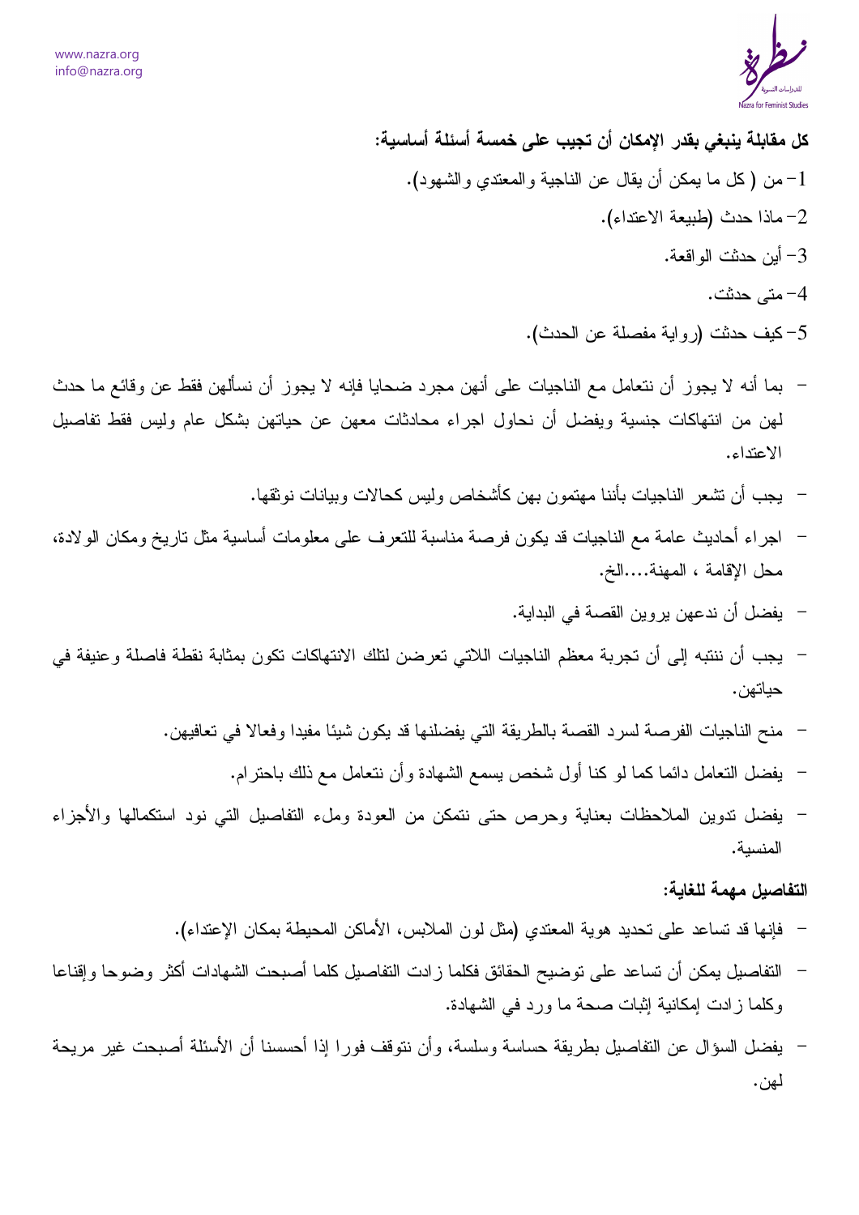**كل مقابلة ينبغي بقدر الإمكان أن تجيب على خمسة أسئلة أساسية:**

1- من ( كل ما يمكن أن يقال عن الناجية والمعتدي والشهود).

2- ماذا حدث (طبيعة الاعتداء).

3- أين حدثت الواقعة.

4- متى حدثت.

5- كيف حدثت (رواية مفصلة عن الحدث).

- بما أنه لا يجوز أن نتعامل مع الناجيات على أنهن مجرد ضحايا فإنه لا يجوز أن نسألهن فقط عن وقائع ما حدث لهن من انتهاكات جنسية ويفضل أن نحاول اجراء محادثات معهن عن حياتهن بشكل عام وليس فقط تفاصيل الاعتداء.
- يجب أن تشعر الناجيات بأننا مهتمون بهن كأشخاص وليس كحالات وبيانات نوثقها.
- اجراء أحاديث عامة مع الناجيات قد يكون فرصة مناسبة للتعرف على معلومات أساسية مثل تاريخ ومكان الولادة، محل الإقامة ، المهنة....الخ.
- يفضل أن ندعهن يروين القصة في البداية.
- يجب أن ننتبه إلى أن تجربة معظم الناجيات اللاتي تعرضن لتلك الانتهاكات تكون بمثابة نقطة فاصلة وعنيفة في حياتهن.
- منح الناجيات الفرصة لسرد القصة بالطريقة التي يفضلنها قد يكون شيئا مفيدا وفعالا في تعافيهن.
- يفضل التعامل دائما كما لو كنا أول شخص يسمع الشهادة وأن نتعامل مع ذلك باحترام.
- يفضل تدوين الملاحظات بعناية وحرص حتى نتمكن من العودة وملء التفاصيل التي نود استكمالها والأجزاء المنسية.

**التفاصيل مهمة للغاية:**

- فإنها قد تساعد على تحديد هوية المعتدي (مثل لون الملابس، الأماكن المحيطة بمكان الإعتداء).
- التفاصيل يمكن أن تساعد على توضيح الحقائق فكلما زادت التفاصيل كلما أصبحت الشهادات أكثر وضوحا وإقناعا وكلما زادت إمكانية إثبات صحة ما ورد في الشهادة.
- يفضل السؤال عن التفاصيل بطريقة حساسة وسلسة، وأن نتوقف فورا إذا أحسسنا أن الأسئلة أصبحت غير مريحة لهن.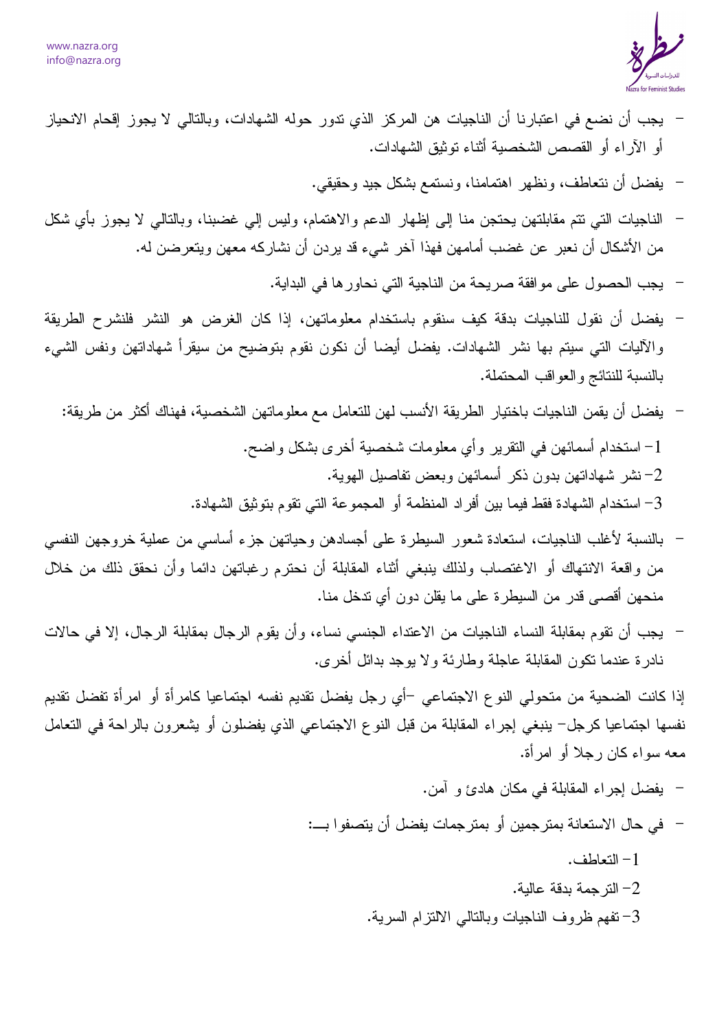- يجب أن نضع في اعتبارنا أن الناجيات هن المركز الذي تدور حوله الشهادات، وبالتالي لا يجوز إقحام الانحياز أو الآراء أو القصص الشخصية أثناء توثيق الشهادات.
- يفضل أن نتعاطف، ونظهر اهتمامنا، ونستمع بشكل جيد وحقيقي.
- الناجيات التي تتم مقابلتهن يحتجن منا إلى إظهار الدعم والاهتمام، وليس إلي غضبنا، وبالتالي لا يجوز بأي شكل من الأشكال أن نعبر عن غضب أمامهن فهذا آخر شيء قد يردن أن نشاركه معهن ويتعرضن له.
- يجب الحصول على موافقة صريحة من الناجية التي نحاورها في البداية.
- يفضل أن نقول للناجيات بدقة كيف سنقوم باستخدام معلوماتهن، إذا كان الغرض هو النشر فلنشرح الطريقة والآليات التي سيتم بها نشر الشهادات. يفضل أيضا أن نكون نقوم بتوضيح من سيقرأ شهاداتهن ونفس الشيء بالنسبة للنتائج والعواقب المحتملة.
- يفضل أن يقمن الناجيات باختيار الطريقة الأنسب لهن للتعامل مع معلوماتهن الشخصية، فهناك أكثر من طريقة:

  1- استخدام أسمائهن في التقرير وأي معلومات شخصية أخرى بشكل واضح.
  2- نشر شهاداتهن بدون ذكر أسمائهن وبعض تفاصيل الهوية.
  3- استخدام الشهادة فقط فيما بين أفراد المنظمة أو المجموعة التي تقوم بتوثيق الشهادة.
- بالنسبة لأغلب الناجيات، استعادة شعور السيطرة على أجسادهن وحياتهن جزء أساسي من عملية خروجهن النفسي من واقعة الانتهاك أو الاغتصاب ولذلك ينبغي أثناء المقابلة أن نحترم رغباتهن دائما وأن نحقق ذلك من خلال منحهن أقصى قدر من السيطرة على ما يقلن دون أي تدخل منا.
- يجب أن تقوم بمقابلة النساء الناجيات من الاعتداء الجنسي نساء، وأن يقوم الرجال بمقابلة الرجال، إلا في حالات نادرة عندما تكون المقابلة عاجلة وطارئة ولا يوجد بدائل أخرى.

إذا كانت الضحية من متحولي النوع الاجتماعي –أي رجل يفضل تقديم نفسه اجتماعيا كامرأة أو امرأة تفضل تقديم نفسها اجتماعيا كرجل– ينبغي إجراء المقابلة من قبل النوع الاجتماعي الذي يفضلون أو يشعرون بالراحة في التعامل معه سواء كان رجلا أو امرأة.

- يفضل إجراء المقابلة في مكان هادئ و آمن.
- في حال الاستعانة بمترجمين أو بمترجمات يفضل أن يتصفوا بـــ:

  1- التعاطف.
  2- الترجمة بدقة عالية.
  3- تفهم ظروف الناجيات وبالتالي الالتزام السرية.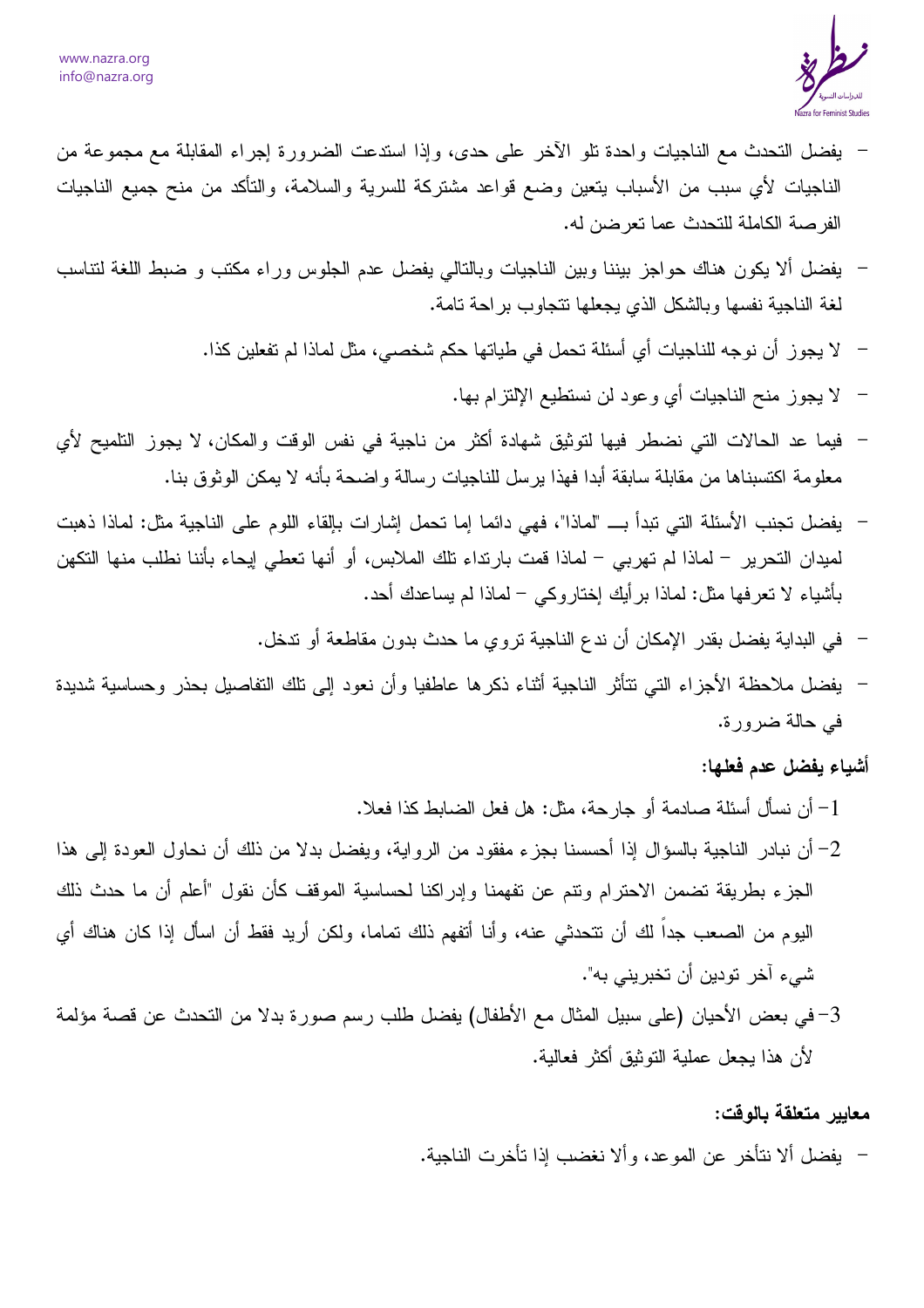- يفضل التحدث مع الناجيات واحدة تلو الآخر على حدى، وإذا استدعت الضرورة إجراء المقابلة مع مجموعة من الناجيات لأي سبب من الأسباب يتعين وضع قواعد مشتركة للسرية والسلامة، والتأكد من منح جميع الناجيات الفرصة الكاملة للتحدث عما تعرضن له.
- يفضل ألا يكون هناك حواجز بيننا وبين الناجيات وبالتالي يفضل عدم الجلوس وراء مكتب و ضبط اللغة لتناسب لغة الناجية نفسها وبالشكل الذي يجعلها تتجاوب براحة تامة.
- لا يجوز أن نوجه للناجيات أي أسئلة تحمل في طياتها حكم شخصي، مثل لماذا لم تفعلين كذا.
- لا يجوز منح الناجيات أي وعود لن نستطيع الإلتزام بها.
- فيما عد الحالات التي نضطر فيها لتوثيق شهادة أكثر من ناجية في نفس الوقت والمكان، لا يجوز التلميح لأي معلومة اكتسبناها من مقابلة سابقة أبدا فهذا يرسل للناجيات رسالة واضحة بأنه لا يمكن الوثوق بنا.
- يفضل تجنب الأسئلة التي تبدأ بـــ "لماذا"، فهي دائما إما تحمل إشارات بإلقاء اللوم على الناجية مثل: لماذا ذهبت لميدان التحرير – لماذا لم تهربي – لماذا قمت بارتداء تلك الملابس، أو أنها تعطي إيحاء بأننا نطلب منها التكهن بأشياء لا تعرفها مثل: لماذا برأيك إختاروكي – لماذا لم يساعدك أحد.
- في البداية يفضل بقدر الإمكان أن ندع الناجية تروي ما حدث بدون مقاطعة أو تدخل.
- يفضل ملاحظة الأجزاء التي تتأثر الناجية أثناء ذكرها عاطفيا وأن نعود إلى تلك التفاصيل بحذر وحساسية شديدة في حالة ضرورة.

**أشياء يفضل عدم فعلها:**

1- أن نسأل أسئلة صادمة أو جارحة، مثل: هل فعل الضابط كذا فعلا.

2- أن نبادر الناجية بالسؤال إذا أحسسنا بجزء مفقود من الرواية، ويفضل بدلا من ذلك أن نحاول العودة إلى هذا الجزء بطريقة تضمن الاحترام وتنم عن تفهمنا وإدراكنا لحساسية الموقف كأن نقول "أعلم أن ما حدث ذلك اليوم من الصعب جداً لك أن تتحدثي عنه، وأنا أتفهم ذلك تماما، ولكن أريد فقط أن اسأل إذا كان هناك أي شيء آخر تودين أن تخبريني به".

3- في بعض الأحيان (على سبيل المثال مع الأطفال) يفضل طلب رسم صورة بدلا من التحدث عن قصة مؤلمة لأن هذا يجعل عملية التوثيق أكثر فعالية.

**معايير متعلقة بالوقت:**

- يفضل ألا نتأخر عن الموعد، وألا نغضب إذا تأخرت الناجية.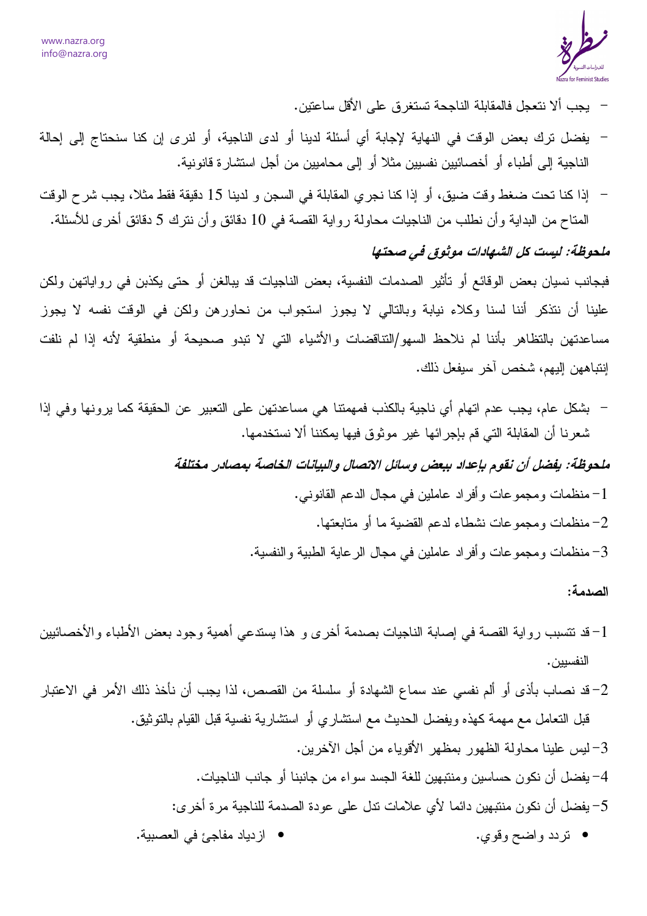- يجب ألا نتعجل فالمقابلة الناجحة تستغرق على الأقل ساعتين.
- يفضل ترك بعض الوقت في النهاية لإجابة أي أسئلة لدينا أو لدى الناجية، أو لنرى إن كنا سنحتاج إلى إحالة الناجية إلى أطباء أو أخصائيين نفسيين مثلا أو إلى محاميين من أجل استشارة قانونية.
- إذا كنا تحت ضغط وقت ضيق، أو إذا كنا نجري المقابلة في السجن و لدينا 15 دقيقة فقط مثلا، يجب شرح الوقت المتاح من البداية وأن نطلب من الناجيات محاولة رواية القصة في 10 دقائق وأن نترك 5 دقائق أخرى للأسئلة.

***ملحوظة: ليست كل الشهادات موثوق في صحتها***

فبجانب نسيان بعض الوقائع أو تأثير الصدمات النفسية، بعض الناجيات قد يبالغن أو حتى يكذبن في رواياتهن ولكن علينا أن نتذكر أننا لسنا وكلاء نيابة وبالتالي لا يجوز استجواب من نحاورهن ولكن في الوقت نفسه لا يجوز مساعدتهن بالتظاهر بأننا لم نلاحظ السهو/التناقضات والأشياء التي لا تبدو صحيحة أو منطقية لأنه إذا لم نلفت إنتباههن إليهم، شخص آخر سيفعل ذلك.

- بشكل عام، يجب عدم اتهام أي ناجية بالكذب فمهمتنا هي مساعدتهن على التعبير عن الحقيقة كما يرونها وفي إذا شعرنا أن المقابلة التي قم بإجرائها غير موثوق فيها يمكننا ألا نستخدمها.

***ملحوظة: يفضل أن نقوم بإعداد ببعض وسائل الاتصال والبيانات الخاصة بمصادر مختلفة***

1- منظمات ومجموعات وأفراد عاملين في مجال الدعم القانوني.
2- منظمات ومجموعات نشطاء لدعم القضية ما أو متابعتها.
3- منظمات ومجموعات وأفراد عاملين في مجال الرعاية الطبية والنفسية.

**الصدمة:**

1- قد تتسبب رواية القصة في إصابة الناجيات بصدمة أخرى و هذا يستدعي أهمية وجود بعض الأطباء والأخصائيين النفسيين.
2- قد نصاب بأذى أو ألم نفسي عند سماع الشهادة أو سلسلة من القصص، لذا يجب أن نأخذ ذلك الأمر في الاعتبار قبل التعامل مع مهمة كهذه ويفضل الحديث مع استشاري أو استشارية نفسية قبل القيام بالتوثيق.
3- ليس علينا محاولة الظهور بمظهر الأقوياء من أجل الآخرين.
4- يفضل أن نكون حساسين ومنتبهين للغة الجسد سواء من جانبنا أو جانب الناجيات.
5- يفضل أن نكون منتبهين دائما لأي علامات تدل على عودة الصدمة للناجية مرة أخرى:
    - تردد واضح وقوي.
    - ازدياد مفاجئ في العصبية.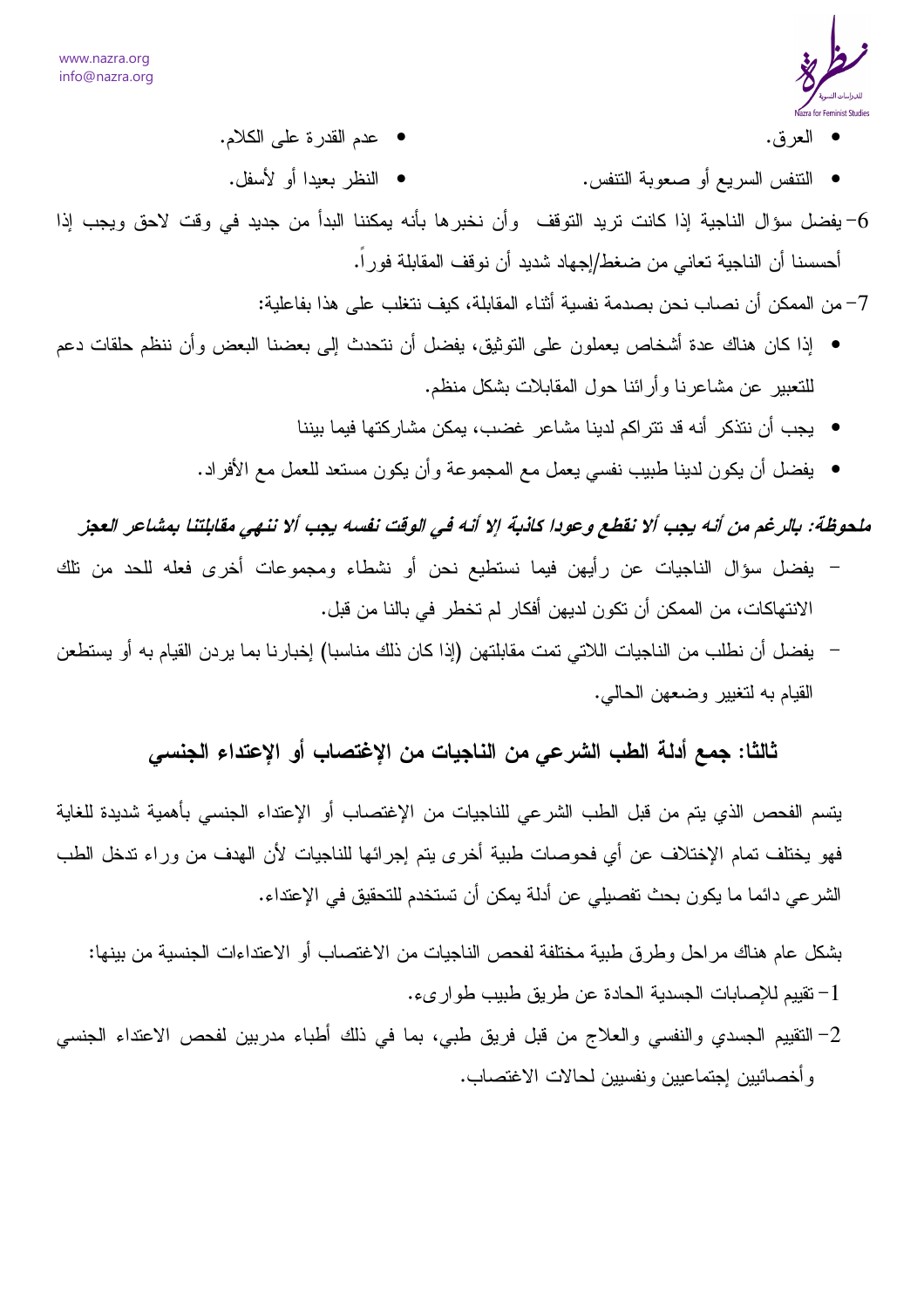- العرق.
- عدم القدرة على الكلام.
- التنفس السريع أو صعوبة التنفس.
- النظر بعيدا أو لأسفل.

6- يفضل سؤال الناجية إذا كانت تريد التوقف وأن نخبرها بأنه يمكننا البدأ من جديد في وقت لاحق ويجب إذا أحسسنا أن الناجية تعاني من ضغط/إجهاد شديد أن نوقف المقابلة فوراً.

7- من الممكن أن نصاب نحن بصدمة نفسية أثناء المقابلة، كيف نتغلب على هذا بفاعلية:

- إذا كان هناك عدة أشخاص يعملون على التوثيق، يفضل أن نتحدث إلى بعضنا البعض وأن ننظم حلقات دعم للتعبير عن مشاعرنا وأرائنا حول المقابلات بشكل منظم.
- يجب أن نتذكر أنه قد تتراكم لدينا مشاعر غضب، يمكن مشاركتها فيما بيننا
- يفضل أن يكون لدينا طبيب نفسي يعمل مع المجموعة وأن يكون مستعد للعمل مع الأفراد.

***ملحوظة: بالرغم من أنه يجب ألا نقطع وعودا كاذبة إلا أنه في الوقت نفسه يجب ألا ننهي مقابلتنا بمشاعر العجز***

- يفضل سؤال الناجيات عن رأيهن فيما نستطيع نحن أو نشطاء ومجموعات أخرى فعله للحد من تلك الانتهاكات، من الممكن أن تكون لديهن أفكار لم تخطر في بالنا من قبل.
- يفضل أن نطلب من الناجيات اللاتي تمت مقابلتهن (إذا كان ذلك مناسبا) إخبارنا بما يردن القيام به أو يستطعن القيام به لتغيير وضعهن الحالي.

## ثالثا: جمع أدلة الطب الشرعي من الناجيات من الإغتصاب أو الإعتداء الجنسي

يتسم الفحص الذي يتم من قبل الطب الشرعي للناجيات من الإغتصاب أو الإعتداء الجنسي بأهمية شديدة للغاية فهو يختلف تمام الإختلاف عن أي فحوصات طبية أخرى يتم إجرائها للناجيات لأن الهدف من وراء تدخل الطب الشرعي دائما ما يكون بحث تفصيلي عن أدلة يمكن أن تستخدم للتحقيق في الإعتداء.

بشكل عام هناك مراحل وطرق طبية مختلفة لفحص الناجيات من الاغتصاب أو الاعتداءات الجنسية من بينها:

1- تقييم للإصابات الجسدية الحادة عن طريق طبيب طوارىء.

2- التقييم الجسدي والنفسي والعلاج من قبل فريق طبي، بما في ذلك أطباء مدربين لفحص الاعتداء الجنسي وأخصائيين إجتماعيين ونفسيين لحالات الاغتصاب.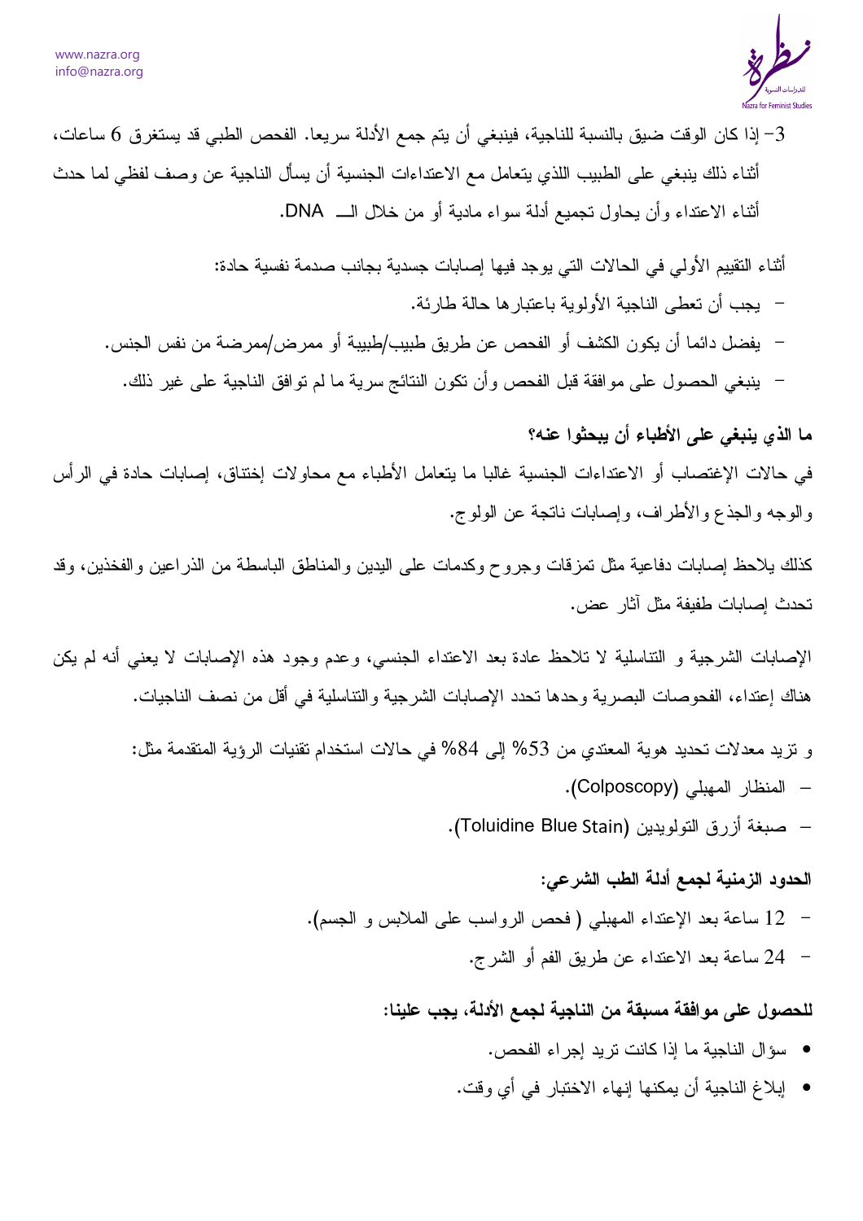3- إذا كان الوقت ضيق بالنسبة للناجية، فينبغي أن يتم جمع الأدلة سريعا. الفحص الطبي قد يستغرق 6 ساعات، أثناء ذلك ينبغي على الطبيب اللذي يتعامل مع الاعتداءات الجنسية أن يسأل الناجية عن وصف لفظي لما حدث أثناء الاعتداء وأن يحاول تجميع أدلة سواء مادية أو من خلال الـــ DNA.

أثناء التقييم الأولي في الحالات التي يوجد فيها إصابات جسدية بجانب صدمة نفسية حادة:

- يجب أن تعطى الناجية الأولوية باعتبارها حالة طارئة.
- يفضل دائما أن يكون الكشف أو الفحص عن طريق طبيب/طبيبة أو ممرض/ممرضة من نفس الجنس.
- ينبغي الحصول على موافقة قبل الفحص وأن تكون النتائج سرية ما لم توافق الناجية على غير ذلك.

**ما الذي ينبغي على الأطباء أن يبحثوا عنه؟**

في حالات الإغتصاب أو الاعتداءات الجنسية غالبا ما يتعامل الأطباء مع محاولات إختناق، إصابات حادة في الرأس والوجه والجذع والأطراف، وإصابات ناتجة عن الولوج.

كذلك يلاحظ إصابات دفاعية مثل تمزقات وجروح وكدمات على اليدين والمناطق الباسطة من الذراعين والفخذين، وقد تحدث إصابات طفيفة مثل آثار عض.

الإصابات الشرجية و التناسلية لا تلاحظ عادة بعد الاعتداء الجنسي، وعدم وجود هذه الإصابات لا يعني أنه لم يكن هناك إعتداء، الفحوصات البصرية وحدها تحدد الإصابات الشرجية والتناسلية في أقل من نصف الناجيات.

و تزيد معدلات تحديد هوية المعتدي من 53% إلى 84% في حالات استخدام تقنيات الرؤية المتقدمة مثل:

- المنظار المهبلي (Colposcopy).
- صبغة أزرق التولويدين (Toluidine Blue Stain).

**الحدود الزمنية لجمع أدلة الطب الشرعي:**

- 12 ساعة بعد الإعتداء المهبلي ( فحص الرواسب على الملابس و الجسم).
- 24 ساعة بعد الاعتداء عن طريق الفم أو الشرج.

**للحصول على موافقة مسبقة من الناجية لجمع الأدلة، يجب علينا:**

- سؤال الناجية ما إذا كانت تريد إجراء الفحص.
- إبلاغ الناجية أن يمكنها إنهاء الاختبار في أي وقت.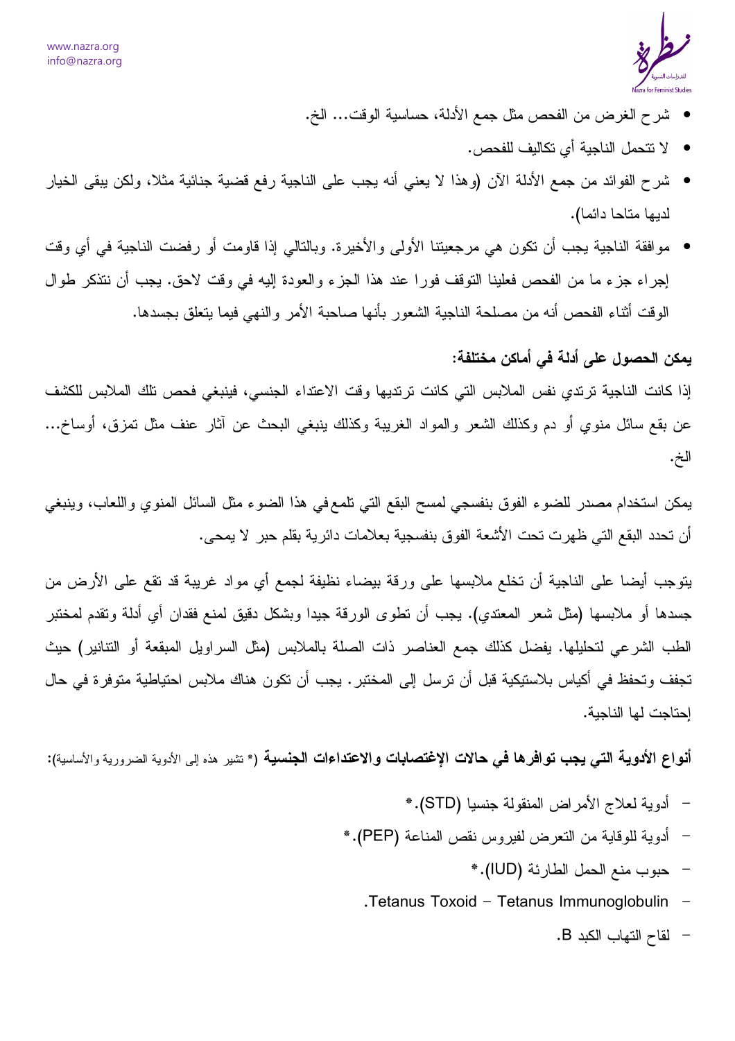- شرح الغرض من الفحص مثل جمع الأدلة، حساسية الوقت... الخ.
- لا تتحمل الناجية أي تكاليف للفحص.
- شرح الفوائد من جمع الأدلة الآن (وهذا لا يعني أنه يجب على الناجية رفع قضية جنائية مثلا، ولكن يبقى الخيار لديها متاحا دائما).
- موافقة الناجية يجب أن تكون هي مرجعيتنا الأولى والأخيرة. وبالتالي إذا قاومت أو رفضت الناجية في أي وقت إجراء جزء ما من الفحص فعلينا التوقف فورا عند هذا الجزء والعودة إليه في وقت لاحق. يجب أن نتذكر طوال الوقت أثناء الفحص أنه من مصلحة الناجية الشعور بأنها صاحبة الأمر والنهي فيما يتعلق بجسدها.

**يمكن الحصول على أدلة في أماكن مختلفة:**

إذا كانت الناجية ترتدي نفس الملابس التي كانت ترتديها وقت الاعتداء الجنسي، فينبغي فحص تلك الملابس للكشف عن بقع سائل منوي أو دم وكذلك الشعر والمواد الغريبة وكذلك ينبغي البحث عن آثار عنف مثل تمزق، أوساخ... الخ.

يمكن استخدام مصدر للضوء الفوق بنفسجي لمسح البقع التي تلمعفي هذا الضوء مثل السائل المنوي واللعاب، وينبغي أن تحدد البقع التي ظهرت تحت الأشعة الفوق بنفسجية بعلامات دائرية بقلم حبر لا يمحى.

يتوجب أيضا على الناجية أن تخلع ملابسها على ورقة بيضاء نظيفة لجمع أي مواد غريبة قد تقع على الأرض من جسدها أو ملابسها (مثل شعر المعتدي). يجب أن تطوى الورقة جيدا وبشكل دقيق لمنع فقدان أي أدلة وتقدم لمختبر الطب الشرعي لتحليلها. يفضل كذلك جمع العناصر ذات الصلة بالملابس (مثل السراويل المبقعة أو التنانير) حيث تجفف وتحفظ في أكياس بلاستيكية قبل أن ترسل إلى المختبر. يجب أن تكون هناك ملابس احتياطية متوفرة في حال إحتاجت لها الناجية.

**أنواع الأدوية التي يجب توافرها في حالات الإغتصابات والاعتداءات الجنسية** (* تشير هذه إلى الأدوية الضرورية والأساسية):

- أدوية لعلاج الأمراض المنقولة جنسيا (STD).*
- أدوية للوقاية من التعرض لفيروس نقص المناعة (PEP).*
- حبوب منع الحمل الطارئة (IUD).*
- Tetanus Toxoid – Tetanus Immunoglobulin.
- لقاح التهاب الكبد B.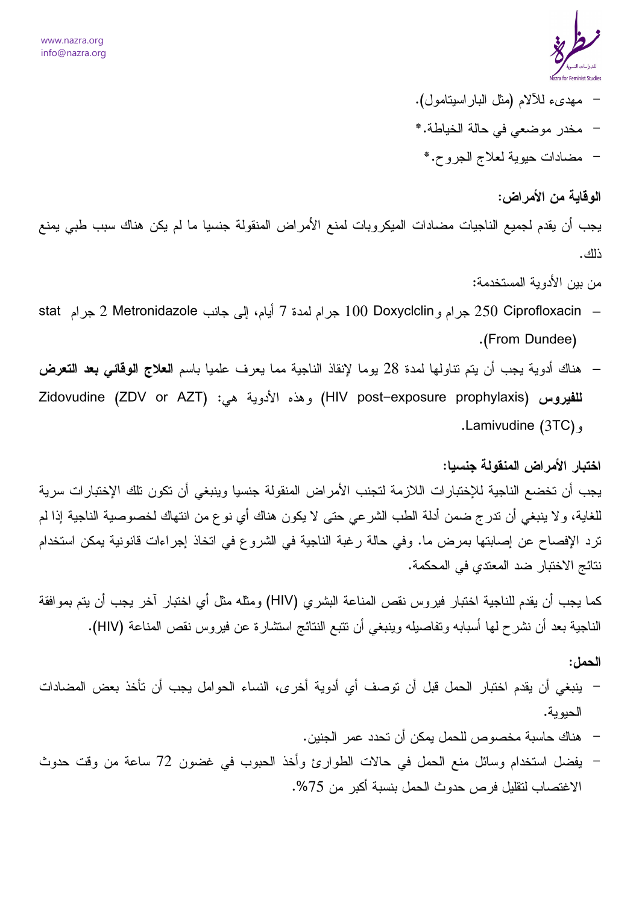- مهدىء للآلام (مثل الباراسيتامول).
- مخدر موضعي في حالة الخياطة.*
- مضادات حيوية لعلاج الجروح.*

**الوقاية من الأمراض:**

يجب أن يقدم لجميع الناجيات مضادات الميكروبات لمنع الأمراض المنقولة جنسيا ما لم يكن هناك سبب طبي يمنع ذلك.

من بين الأدوية المستخدمة:

- Ciprofloxacin 250 جرام و Doxyclclin 100 جرام لمدة 7 أيام، إلى جانب Metronidazole 2 جرام stat (From Dundee).
- هناك أدوية يجب أن يتم تناولها لمدة 28 يوما لإنقاذ الناجية مما يعرف علميا باسم **العلاج الوقائي بعد التعرض للفيروس** (HIV post-exposure prophylaxis) وهذه الأدوية هي: Zidovudine (ZDV or AZT) و(3TC) Lamivudine.

**اختبار الأمراض المنقولة جنسيا:**

يجب أن تخضع الناجية للإختبارات اللازمة لتجنب الأمراض المنقولة جنسيا وينبغي أن تكون تلك الإختبارات سرية للغاية، ولا ينبغي أن تدرج ضمن أدلة الطب الشرعي حتى لا يكون هناك أي نوع من انتهاك لخصوصية الناجية إذا لم ترد الإفصاح عن إصابتها بمرض ما. وفي حالة رغبة الناجية في الشروع في اتخاذ إجراءات قانونية يمكن استخدام نتائج الاختبار ضد المعتدي في المحكمة.

كما يجب أن يقدم للناجية اختبار فيروس نقص المناعة البشري (HIV) ومثله مثل أي اختبار آخر يجب أن يتم بموافقة الناجية بعد أن نشرح لها أسبابه وتفاصيله وينبغي أن تتبع النتائج استشارة عن فيروس نقص المناعة (HIV).

**الحمل:**

- ينبغي أن يقدم اختبار الحمل قبل أن توصف أي أدوية أخرى، النساء الحوامل يجب أن تأخذ بعض المضادات الحيوية.
- هناك حاسبة مخصوص للحمل يمكن أن تحدد عمر الجنين.
- يفضل استخدام وسائل منع الحمل في حالات الطوارئ وأخذ الحبوب في غضون 72 ساعة من وقت حدوث الاغتصاب لتقليل فرص حدوث الحمل بنسبة أكبر من 75%.